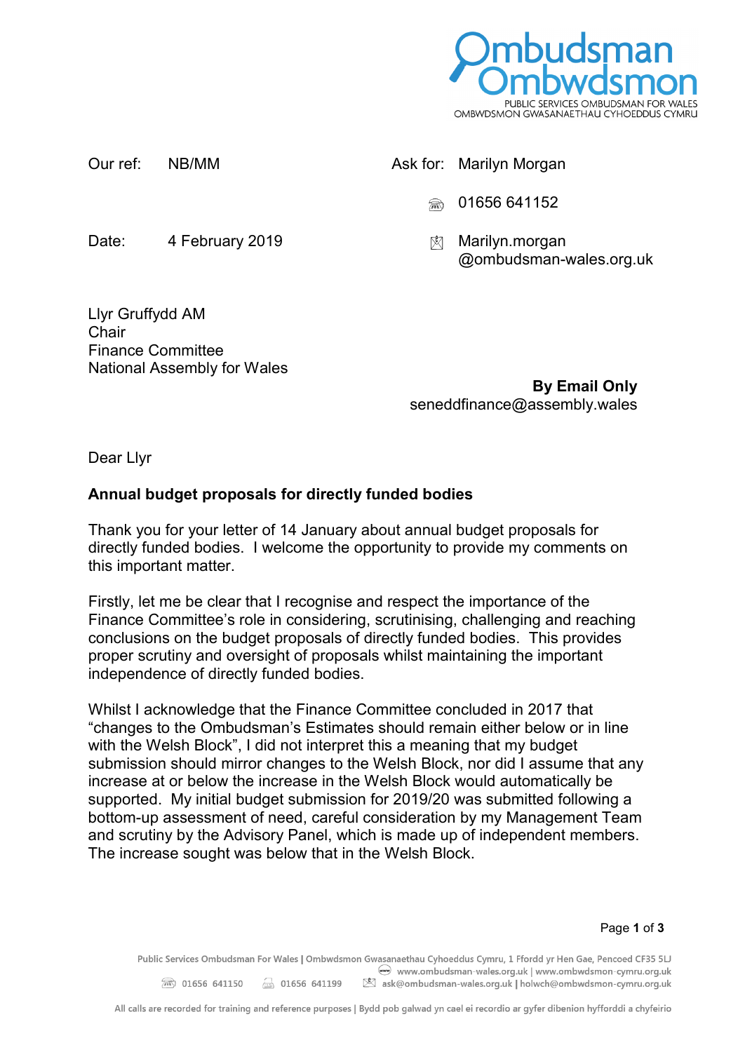Ombudsman
Ombwdsmon
PUBLIC SERVICES OMBUDSMAN FOR WALES
OMBWDSMON GWASANAETHAU CYHOEDDUS CYMRU

Our ref: NB/MM

Date: 4 February 2019

Ask for: Marilyn Morgan

01656 641152

Marilyn.morgan@ombudsman-wales.org.uk

Llyr Gruffydd AM
Chair
Finance Committee
National Assembly for Wales

**By Email Only**
seneddfinance@assembly.wales

Dear Llyr

**Annual budget proposals for directly funded bodies**

Thank you for your letter of 14 January about annual budget proposals for directly funded bodies. I welcome the opportunity to provide my comments on this important matter.

Firstly, let me be clear that I recognise and respect the importance of the Finance Committee's role in considering, scrutinising, challenging and reaching conclusions on the budget proposals of directly funded bodies. This provides proper scrutiny and oversight of proposals whilst maintaining the important independence of directly funded bodies.

Whilst I acknowledge that the Finance Committee concluded in 2017 that "changes to the Ombudsman's Estimates should remain either below or in line with the Welsh Block", I did not interpret this a meaning that my budget submission should mirror changes to the Welsh Block, nor did I assume that any increase at or below the increase in the Welsh Block would automatically be supported. My initial budget submission for 2019/20 was submitted following a bottom-up assessment of need, careful consideration by my Management Team and scrutiny by the Advisory Panel, which is made up of independent members. The increase sought was below that in the Welsh Block.

Public Services Ombudsman For Wales | Ombwdsmon Gwasanaethau Cyhoeddus Cymru, 1 Ffordd yr Hen Gae, Pencoed CF35 5LJ
www.ombudsman-wales.org.uk | www.ombwdsmon-cymru.org.uk
01656 641150 01656 641199 ask@ombudsman-wales.org.uk | holwch@ombwdsmon-cymru.org.uk

All calls are recorded for training and reference purposes | Bydd pob galwad yn cael ei recordio ar gyfer dibenion hyfforddi a chyfeirio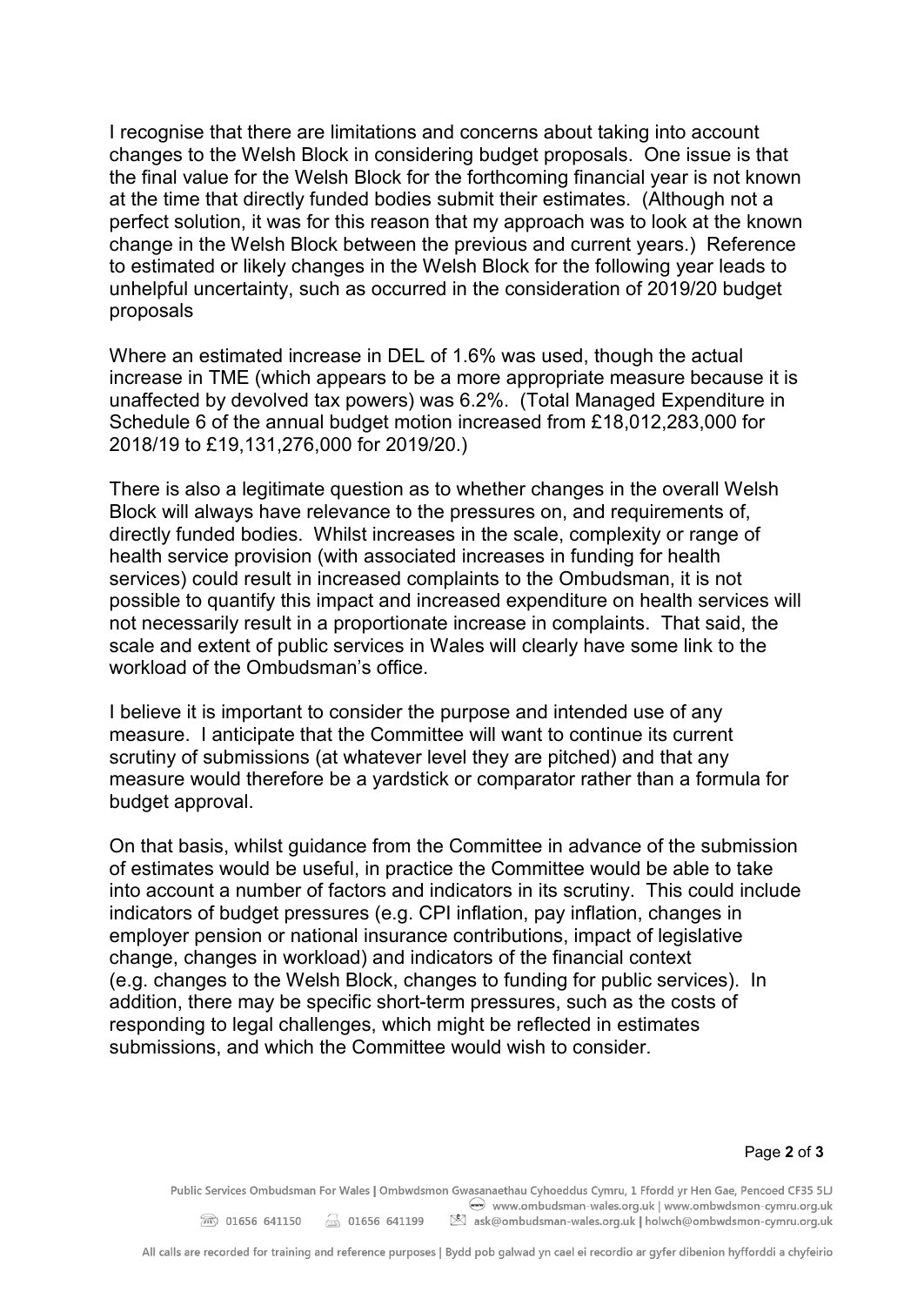I recognise that there are limitations and concerns about taking into account changes to the Welsh Block in considering budget proposals. One issue is that the final value for the Welsh Block for the forthcoming financial year is not known at the time that directly funded bodies submit their estimates. (Although not a perfect solution, it was for this reason that my approach was to look at the known change in the Welsh Block between the previous and current years.) Reference to estimated or likely changes in the Welsh Block for the following year leads to unhelpful uncertainty, such as occurred in the consideration of 2019/20 budget proposals

Where an estimated increase in DEL of 1.6% was used, though the actual increase in TME (which appears to be a more appropriate measure because it is unaffected by devolved tax powers) was 6.2%. (Total Managed Expenditure in Schedule 6 of the annual budget motion increased from £18,012,283,000 for 2018/19 to £19,131,276,000 for 2019/20.)

There is also a legitimate question as to whether changes in the overall Welsh Block will always have relevance to the pressures on, and requirements of, directly funded bodies. Whilst increases in the scale, complexity or range of health service provision (with associated increases in funding for health services) could result in increased complaints to the Ombudsman, it is not possible to quantify this impact and increased expenditure on health services will not necessarily result in a proportionate increase in complaints. That said, the scale and extent of public services in Wales will clearly have some link to the workload of the Ombudsman's office.

I believe it is important to consider the purpose and intended use of any measure. I anticipate that the Committee will want to continue its current scrutiny of submissions (at whatever level they are pitched) and that any measure would therefore be a yardstick or comparator rather than a formula for budget approval.

On that basis, whilst guidance from the Committee in advance of the submission of estimates would be useful, in practice the Committee would be able to take into account a number of factors and indicators in its scrutiny. This could include indicators of budget pressures (e.g. CPI inflation, pay inflation, changes in employer pension or national insurance contributions, impact of legislative change, changes in workload) and indicators of the financial context (e.g. changes to the Welsh Block, changes to funding for public services). In addition, there may be specific short-term pressures, such as the costs of responding to legal challenges, which might be reflected in estimates submissions, and which the Committee would wish to consider.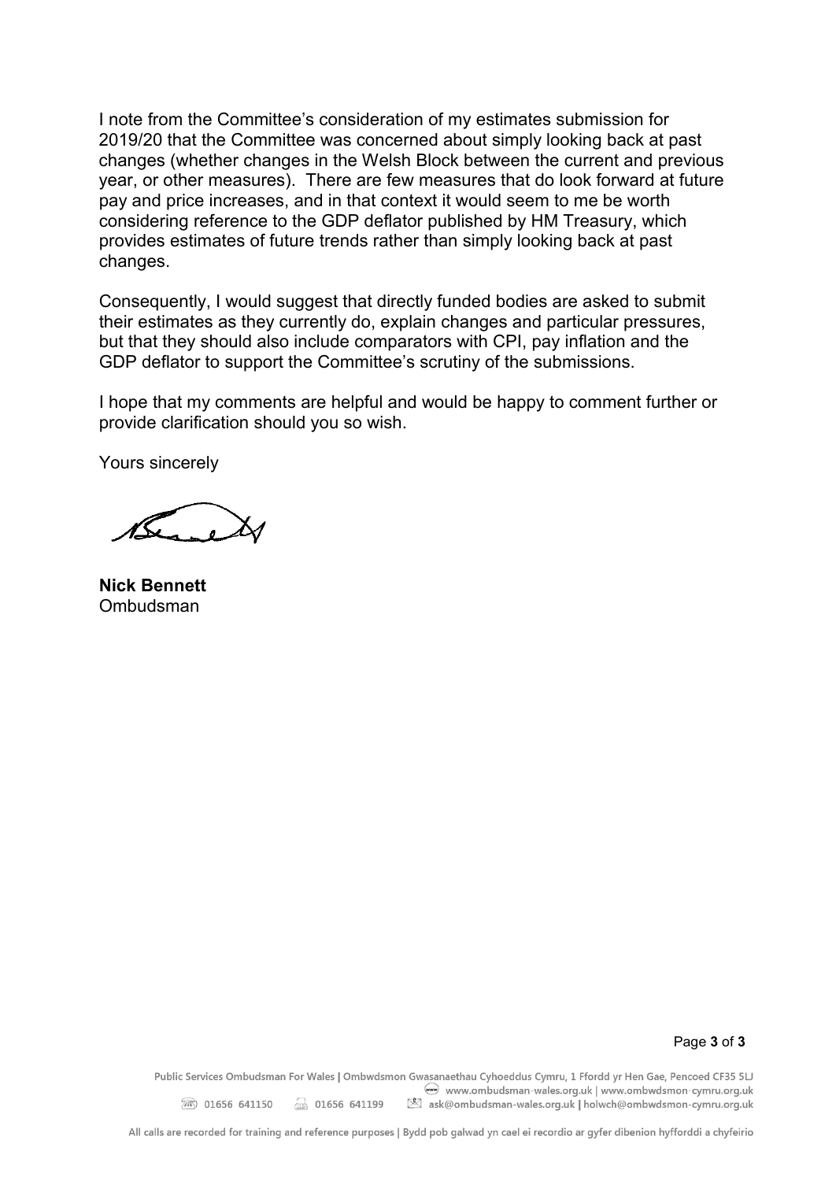I note from the Committee's consideration of my estimates submission for 2019/20 that the Committee was concerned about simply looking back at past changes (whether changes in the Welsh Block between the current and previous year, or other measures). There are few measures that do look forward at future pay and price increases, and in that context it would seem to me be worth considering reference to the GDP deflator published by HM Treasury, which provides estimates of future trends rather than simply looking back at past changes.

Consequently, I would suggest that directly funded bodies are asked to submit their estimates as they currently do, explain changes and particular pressures, but that they should also include comparators with CPI, pay inflation and the GDP deflator to support the Committee's scrutiny of the submissions.

I hope that my comments are helpful and would be happy to comment further or provide clarification should you so wish.

Yours sincerely

**Nick Bennett**
Ombudsman